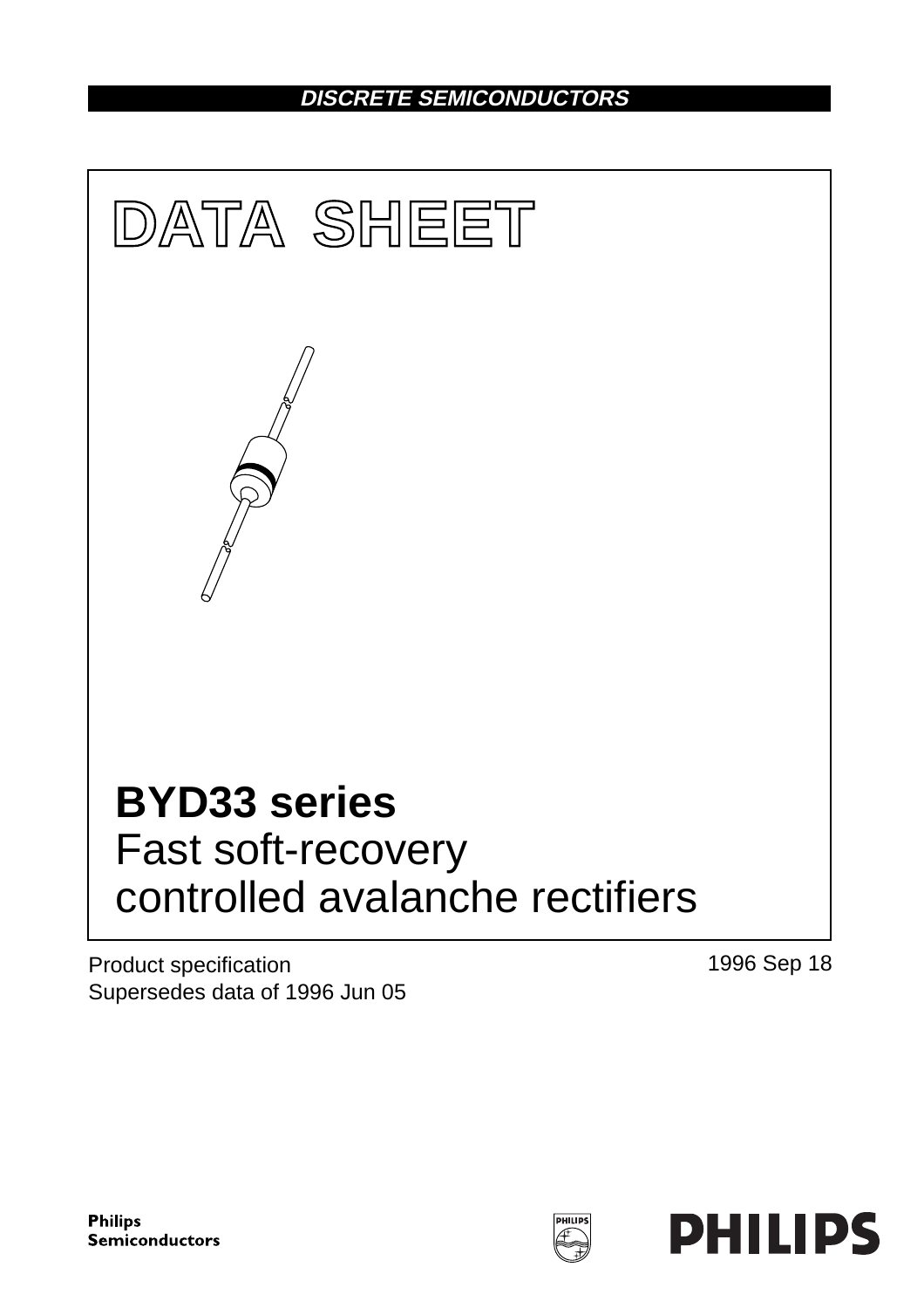DISCRETE SEMICONDUCTORS

# DATA SHEET

# BYD33 series
Fast soft-recovery
controlled avalanche rectifiers

Product specification
Supersedes data of 1996 Jun 05

1996 Sep 18

Philips
Semiconductors

PHILIPS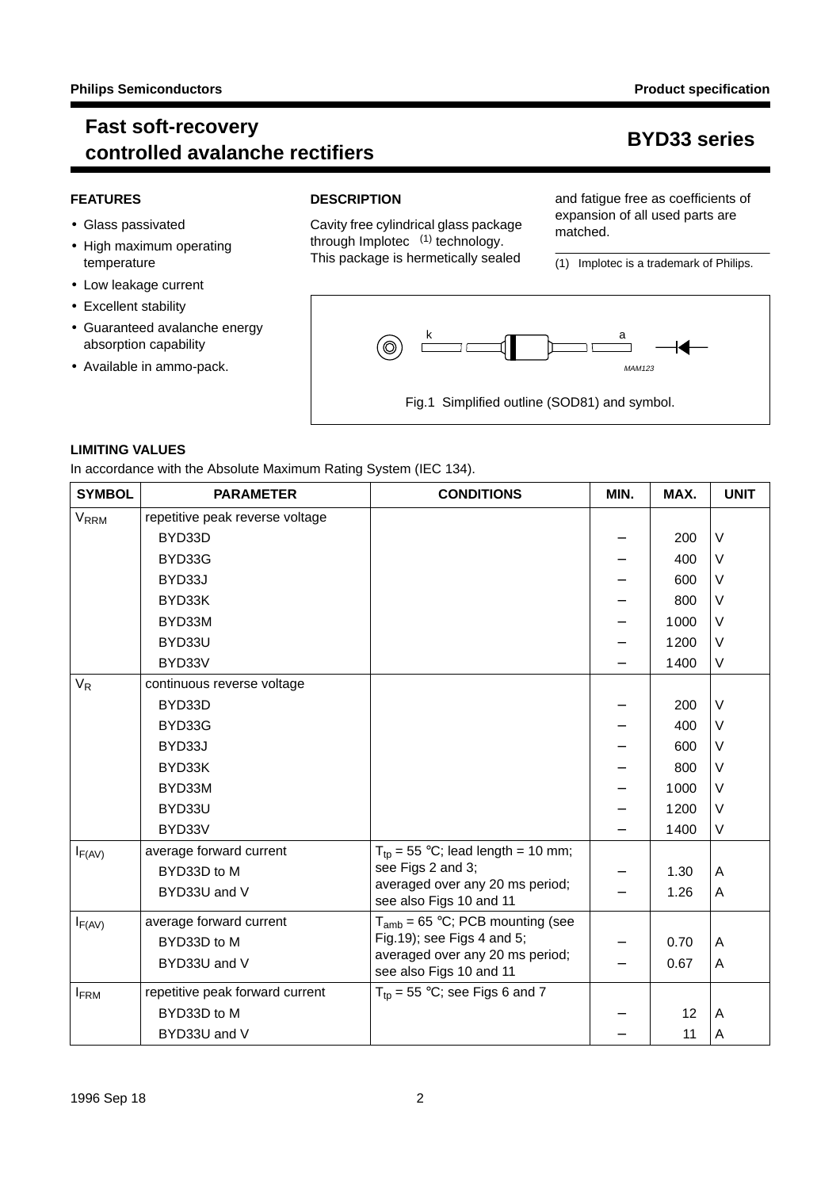# Fast soft-recovery controlled avalanche rectifiers

# BYD33 series

## FEATURES

- Glass passivated
- High maximum operating temperature
- Low leakage current
- Excellent stability
- Guaranteed avalanche energy absorption capability
- Available in ammo-pack.

## DESCRIPTION

Cavity free cylindrical glass package through Implotec [(1)] technology. This package is hermetically sealed and fatigue free as coefficients of expansion of all used parts are matched.

(1) Implotec is a trademark of Philips.

Fig.1 Simplified outline (SOD81) and symbol.

## LIMITING VALUES

In accordance with the Absolute Maximum Rating System (IEC 134).

| SYMBOL | PARAMETER | CONDITIONS | MIN. | MAX. | UNIT |
|---|---|---|---|---|---|
| $V_{RRM}$ | repetitive peak reverse voltage | | | | |
| | BYD33D | | – | 200 | V |
| | BYD33G | | – | 400 | V |
| | BYD33J | | – | 600 | V |
| | BYD33K | | – | 800 | V |
| | BYD33M | | – | 1000 | V |
| | BYD33U | | – | 1200 | V |
| | BYD33V | | – | 1400 | V |
| $V_R$ | continuous reverse voltage | | | | |
| | BYD33D | | – | 200 | V |
| | BYD33G | | – | 400 | V |
| | BYD33J | | – | 600 | V |
| | BYD33K | | – | 800 | V |
| | BYD33M | | – | 1000 | V |
| | BYD33U | | – | 1200 | V |
| | BYD33V | | – | 1400 | V |
| $I_{F(AV)}$ | average forward current | $T_{tp}$ = 55 °C; lead length = 10 mm; see Figs 2 and 3; averaged over any 20 ms period; see also Figs 10 and 11 | | | |
| | BYD33D to M | | – | 1.30 | A |
| | BYD33U and V | | – | 1.26 | A |
| $I_{F(AV)}$ | average forward current | $T_{amb}$ = 65 °C; PCB mounting (see Fig.19); see Figs 4 and 5; averaged over any 20 ms period; see also Figs 10 and 11 | | | |
| | BYD33D to M | | – | 0.70 | A |
| | BYD33U and V | | – | 0.67 | A |
| $I_{FRM}$ | repetitive peak forward current | $T_{tp}$ = 55 °C; see Figs 6 and 7 | | | |
| | BYD33D to M | | – | 12 | A |
| | BYD33U and V | | – | 11 | A |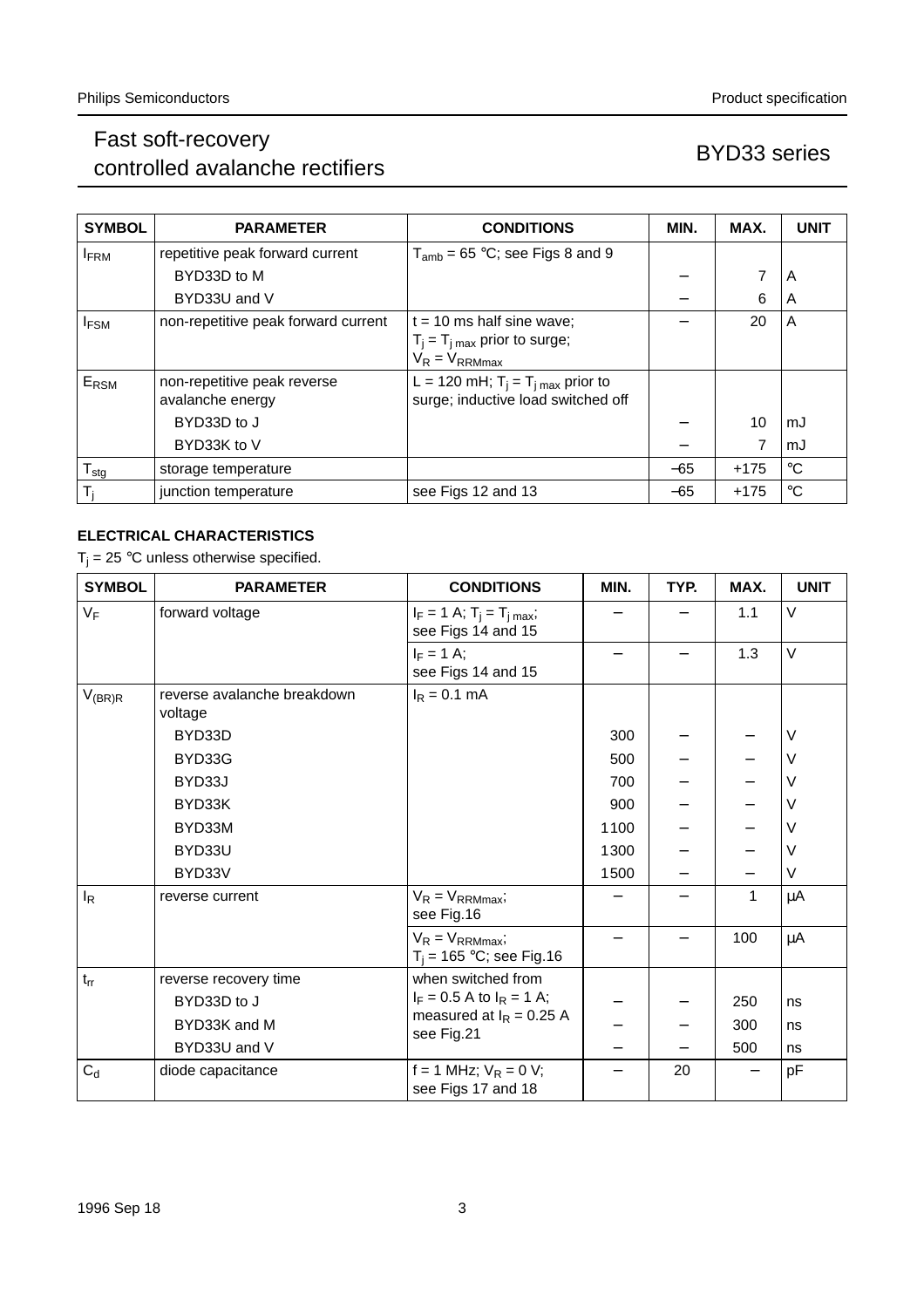| SYMBOL | PARAMETER | CONDITIONS | MIN. | MAX. | UNIT |
|---|---|---|---|---|---|
| $I_{FRM}$ | repetitive peak forward current | $T_{amb}$ = 65 °C; see Figs 8 and 9 | | | |
| | BYD33D to M | | – | 7 | A |
| | BYD33U and V | | – | 6 | A |
| $I_{FSM}$ | non-repetitive peak forward current | t = 10 ms half sine wave; $T_j = T_{j\,max}$ prior to surge; $V_R = V_{RRMmax}$ | – | 20 | A |
| $E_{RSM}$ | non-repetitive peak reverse avalanche energy | L = 120 mH; $T_j = T_{j\,max}$ prior to surge; inductive load switched off | | | |
| | BYD33D to J | | – | 10 | mJ |
| | BYD33K to V | | – | 7 | mJ |
| $T_{stg}$ | storage temperature | | −65 | +175 | °C |
| $T_j$ | junction temperature | see Figs 12 and 13 | −65 | +175 | °C |

## ELECTRICAL CHARACTERISTICS

$T_j$ = 25 °C unless otherwise specified.

| SYMBOL | PARAMETER | CONDITIONS | MIN. | TYP. | MAX. | UNIT |
|---|---|---|---|---|---|---|
| $V_F$ | forward voltage | $I_F$ = 1 A; $T_j = T_{j\,max}$; see Figs 14 and 15 | – | – | 1.1 | V |
| | | $I_F$ = 1 A; see Figs 14 and 15 | – | – | 1.3 | V |
| $V_{(BR)R}$ | reverse avalanche breakdown voltage | $I_R$ = 0.1 mA | | | | |
| | BYD33D | | 300 | – | – | V |
| | BYD33G | | 500 | – | – | V |
| | BYD33J | | 700 | – | – | V |
| | BYD33K | | 900 | – | – | V |
| | BYD33M | | 1100 | – | – | V |
| | BYD33U | | 1300 | – | – | V |
| | BYD33V | | 1500 | – | – | V |
| $I_R$ | reverse current | $V_R = V_{RRMmax}$; see Fig.16 | – | – | 1 | μA |
| | | $V_R = V_{RRMmax}$; $T_j$ = 165 °C; see Fig.16 | – | – | 100 | μA |
| $t_{rr}$ | reverse recovery time | when switched from $I_F$ = 0.5 A to $I_R$ = 1 A; measured at $I_R$ = 0.25 A see Fig.21 | | | | |
| | BYD33D to J | | – | – | 250 | ns |
| | BYD33K and M | | – | – | 300 | ns |
| | BYD33U and V | | – | – | 500 | ns |
| $C_d$ | diode capacitance | f = 1 MHz; $V_R$ = 0 V; see Figs 17 and 18 | – | 20 | – | pF |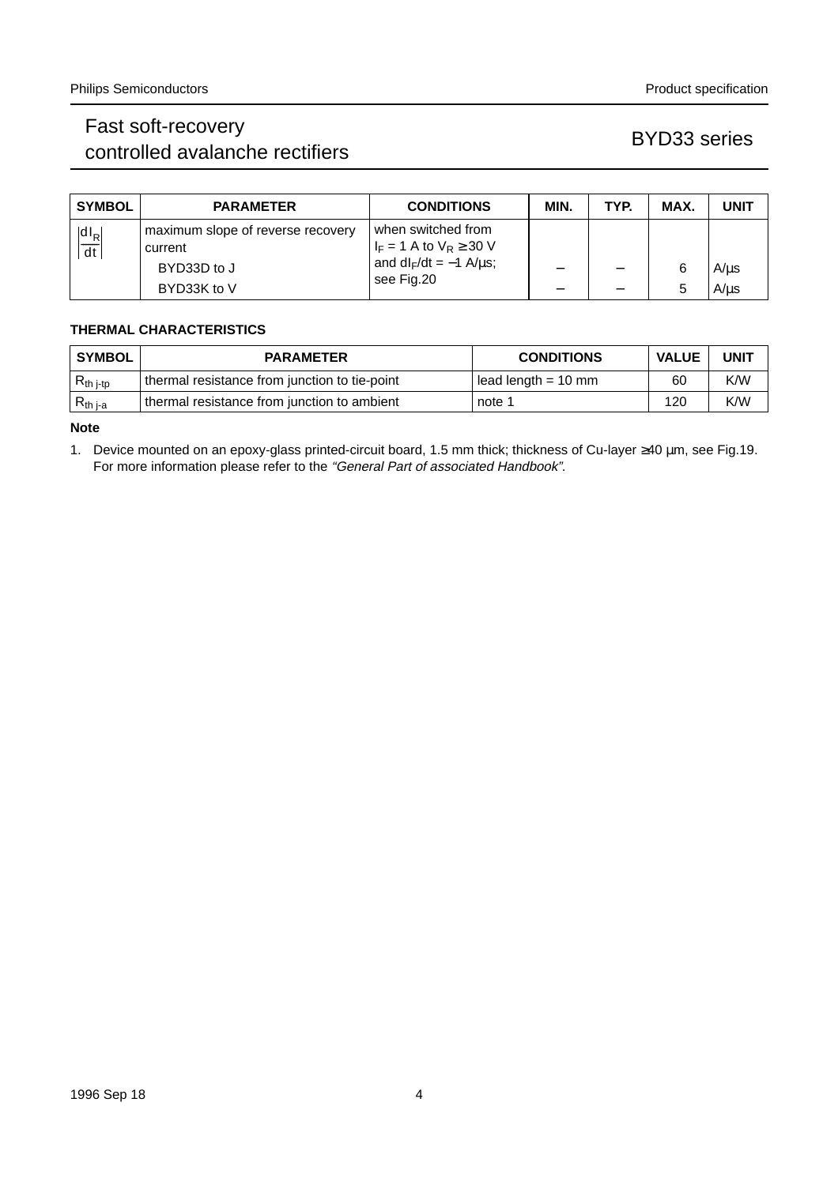| SYMBOL | PARAMETER | CONDITIONS | MIN. | TYP. | MAX. | UNIT |
|---|---|---|---|---|---|---|
| $\left\|\frac{dI_R}{dt}\right\|$ | maximum slope of reverse recovery current | when switched from $I_F$ = 1 A to $V_R \geq$ 30 V and $dI_F/dt = -1$ A/µs; see Fig.20 | | | | |
| | BYD33D to J | | − | − | 6 | A/µs |
| | BYD33K to V | | − | − | 5 | A/µs |

## THERMAL CHARACTERISTICS

| SYMBOL | PARAMETER | CONDITIONS | VALUE | UNIT |
|---|---|---|---|---|
| $R_{th\ j\text{-}tp}$ | thermal resistance from junction to tie-point | lead length = 10 mm | 60 | K/W |
| $R_{th\ j\text{-}a}$ | thermal resistance from junction to ambient | note 1 | 120 | K/W |

**Note**

1. Device mounted on an epoxy-glass printed-circuit board, 1.5 mm thick; thickness of Cu-layer ≥40 µm, see Fig.19. For more information please refer to the *"General Part of associated Handbook"*.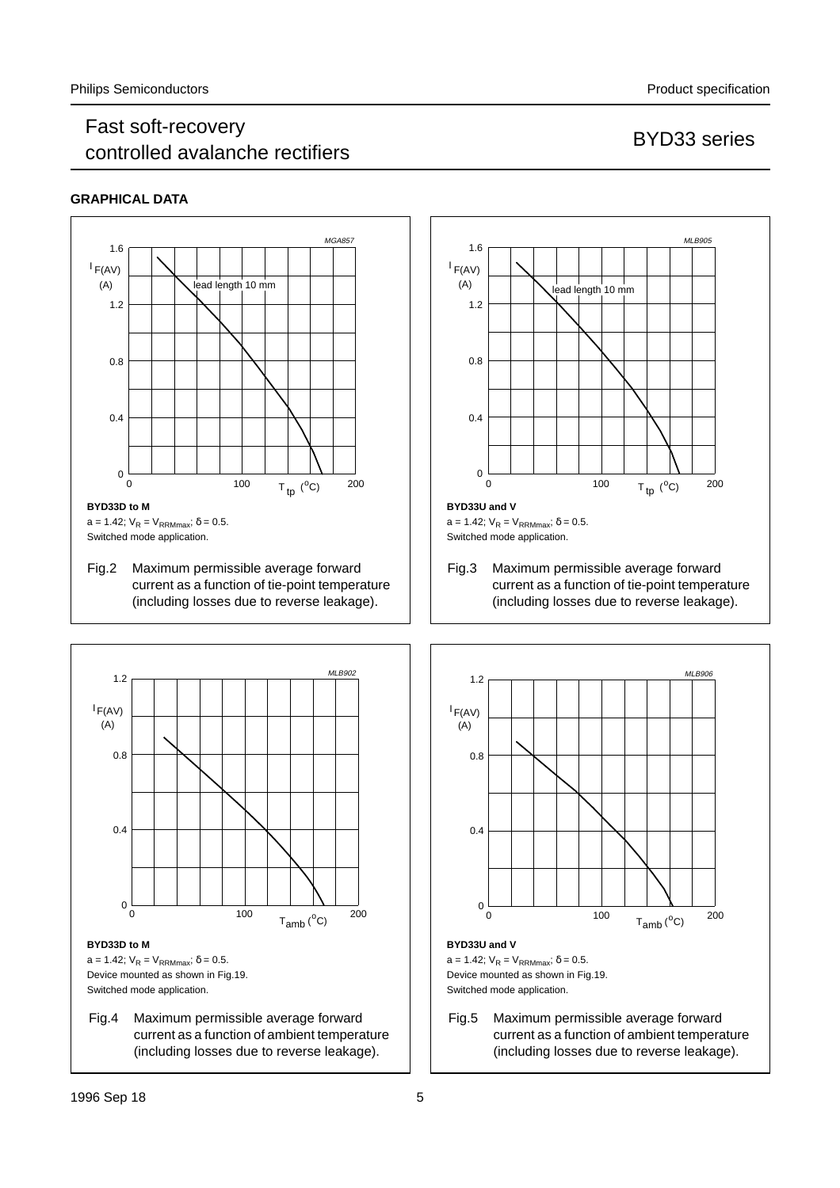## GRAPHICAL DATA

**BYD33D to M**

$a = 1.42$; $V_R = V_{RRMmax}$; $\delta = 0.5$.

Switched mode application.

Fig.2 Maximum permissible average forward current as a function of tie-point temperature (including losses due to reverse leakage).

**BYD33U and V**

$a = 1.42$; $V_R = V_{RRMmax}$; $\delta = 0.5$.

Switched mode application.

Fig.3 Maximum permissible average forward current as a function of tie-point temperature (including losses due to reverse leakage).

**BYD33D to M**

$a = 1.42$; $V_R = V_{RRMmax}$; $\delta = 0.5$.

Device mounted as shown in Fig.19.

Switched mode application.

Fig.4 Maximum permissible average forward current as a function of ambient temperature (including losses due to reverse leakage).

**BYD33U and V**

$a = 1.42$; $V_R = V_{RRMmax}$; $\delta = 0.5$.

Device mounted as shown in Fig.19.

Switched mode application.

Fig.5 Maximum permissible average forward current as a function of ambient temperature (including losses due to reverse leakage).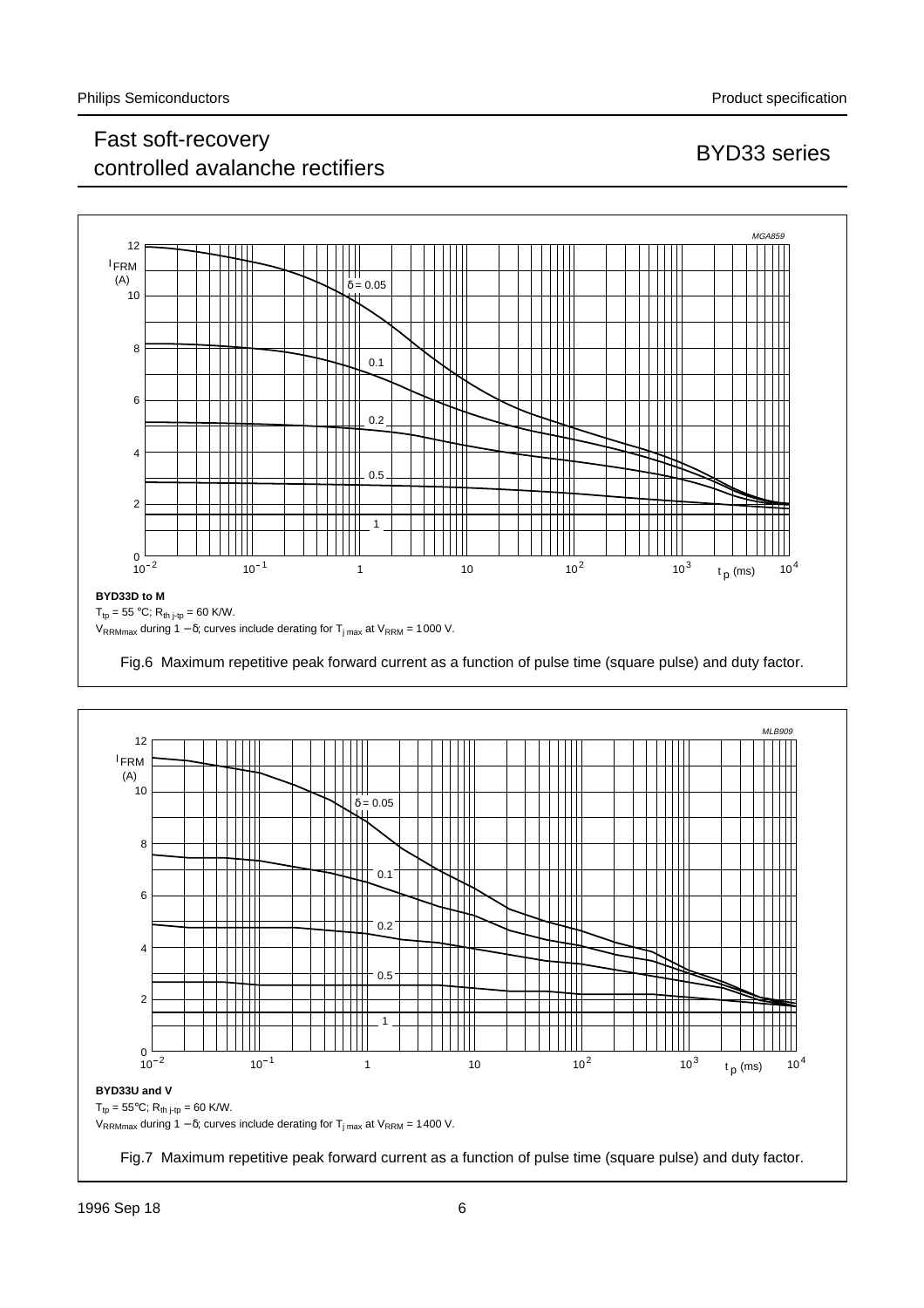BYD33D to M

$T_{tp}$ = 55 °C; $R_{th\ j\text{-}tp}$ = 60 K/W.

$V_{RRMmax}$ during 1 − δ; curves include derating for $T_{j\ max}$ at $V_{RRM}$ = 1000 V.

Fig.6 Maximum repetitive peak forward current as a function of pulse time (square pulse) and duty factor.

BYD33U and V

$T_{tp}$ = 55°C; $R_{th\ j\text{-}tp}$ = 60 K/W.

$V_{RRMmax}$ during 1 − δ; curves include derating for $T_{j\ max}$ at $V_{RRM}$ = 1400 V.

Fig.7 Maximum repetitive peak forward current as a function of pulse time (square pulse) and duty factor.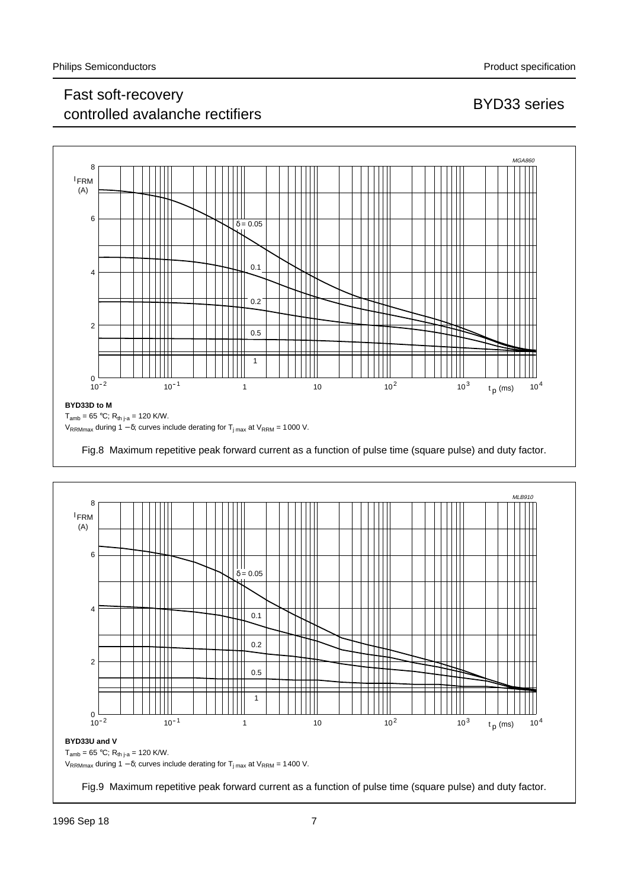MGA860

$I_{FRM}$ (A)

$\delta = 0.05$

0.1

0.2

0.5

1

$t_p$ (ms)

**BYD33D to M**

$T_{amb}$ = 65 °C; $R_{th\ j\text{-}a}$ = 120 K/W.

$V_{RRMmax}$ during $1 - \delta$; curves include derating for $T_{j\ max}$ at $V_{RRM}$ = 1000 V.

Fig.8 Maximum repetitive peak forward current as a function of pulse time (square pulse) and duty factor.

MLB910

$I_{FRM}$ (A)

$\delta = 0.05$

0.1

0.2

0.5

1

$t_p$ (ms)

**BYD33U and V**

$T_{amb}$ = 65 °C; $R_{th\ j\text{-}a}$ = 120 K/W.

$V_{RRMmax}$ during $1 - \delta$; curves include derating for $T_{j\ max}$ at $V_{RRM}$ = 1400 V.

Fig.9 Maximum repetitive peak forward current as a function of pulse time (square pulse) and duty factor.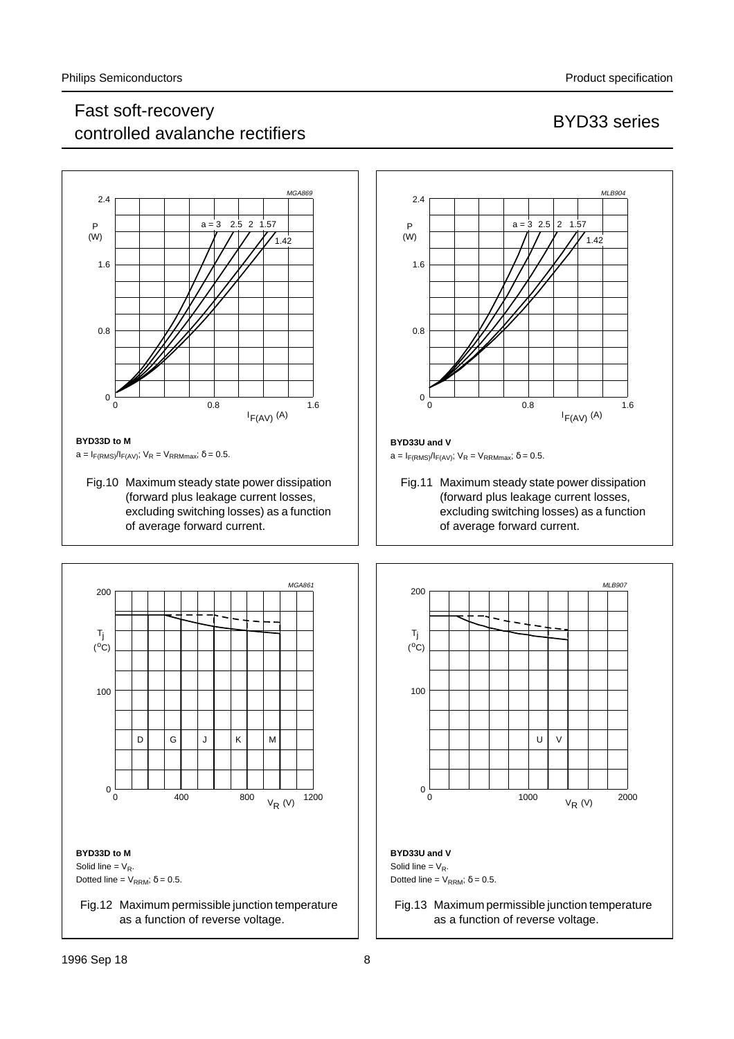**BYD33D to M**

$a = I_{F(RMS)}/I_{F(AV)}$; $V_R = V_{RRMmax}$; $\delta = 0.5$.

Fig.10 Maximum steady state power dissipation (forward plus leakage current losses, excluding switching losses) as a function of average forward current.

**BYD33U and V**

$a = I_{F(RMS)}/I_{F(AV)}$; $V_R = V_{RRMmax}$; $\delta = 0.5$.

Fig.11 Maximum steady state power dissipation (forward plus leakage current losses, excluding switching losses) as a function of average forward current.

**BYD33D to M**

Solid line = $V_R$.

Dotted line = $V_{RRM}$; $\delta = 0.5$.

Fig.12 Maximum permissible junction temperature as a function of reverse voltage.

**BYD33U and V**

Solid line = $V_R$.

Dotted line = $V_{RRM}$; $\delta = 0.5$.

Fig.13 Maximum permissible junction temperature as a function of reverse voltage.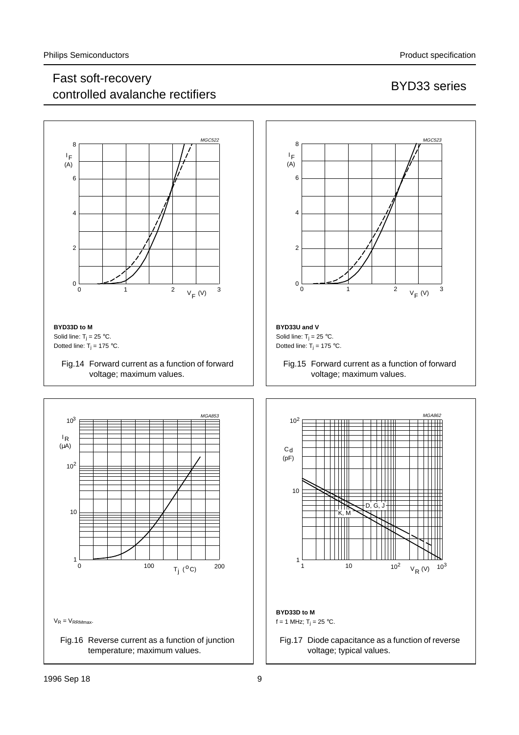**BYD33D to M**

Solid line: $T_j = 25$ °C.

Dotted line: $T_j = 175$ °C.

Fig.14 Forward current as a function of forward voltage; maximum values.

**BYD33U and V**

Solid line: $T_j = 25$ °C.

Dotted line: $T_j = 175$ °C.

Fig.15 Forward current as a function of forward voltage; maximum values.

$V_R = V_{RRMmax}$.

Fig.16 Reverse current as a function of junction temperature; maximum values.

**BYD33D to M**

f = 1 MHz; $T_j = 25$ °C.

Fig.17 Diode capacitance as a function of reverse voltage; typical values.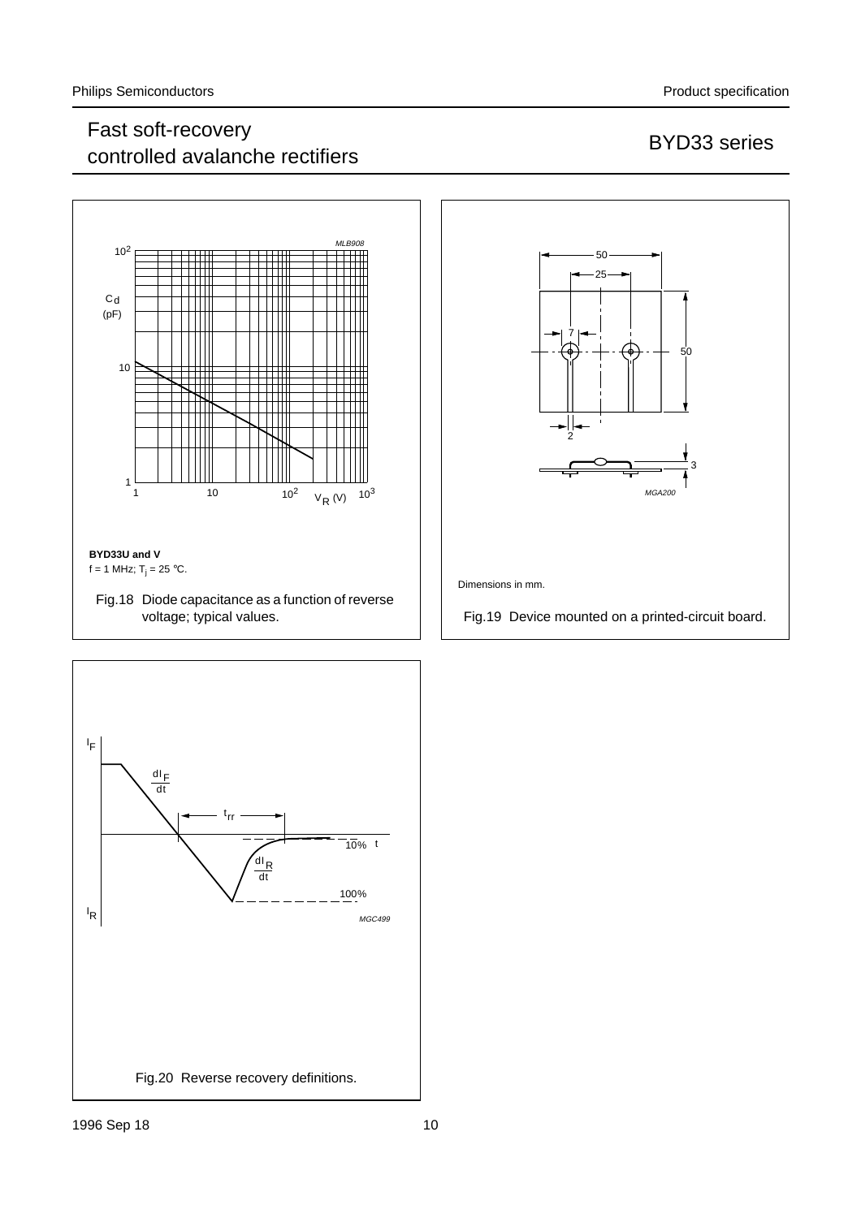BYD33U and V

f = 1 MHz; $T_j$ = 25 °C.

Fig.18 Diode capacitance as a function of reverse voltage; typical values.

Dimensions in mm.

Fig.19 Device mounted on a printed-circuit board.

Fig.20 Reverse recovery definitions.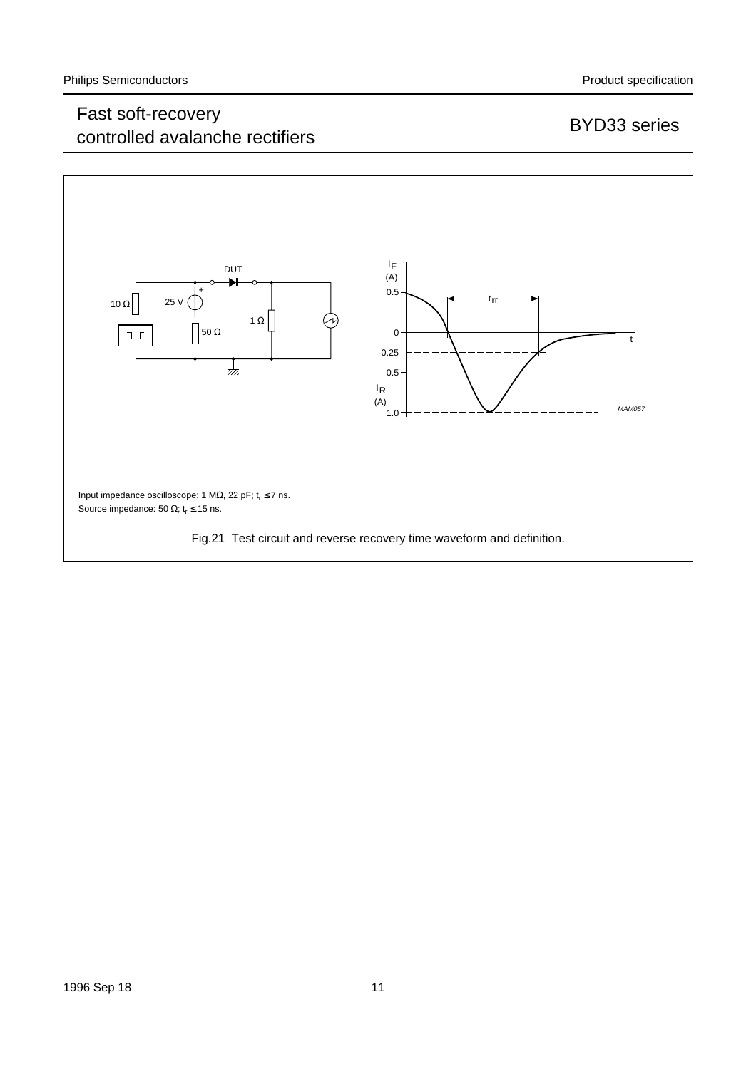Input impedance oscilloscope: 1 MΩ, 22 pF; $t_r \leq 7$ ns.
Source impedance: 50 Ω; $t_r \leq 15$ ns.

Fig.21 Test circuit and reverse recovery time waveform and definition.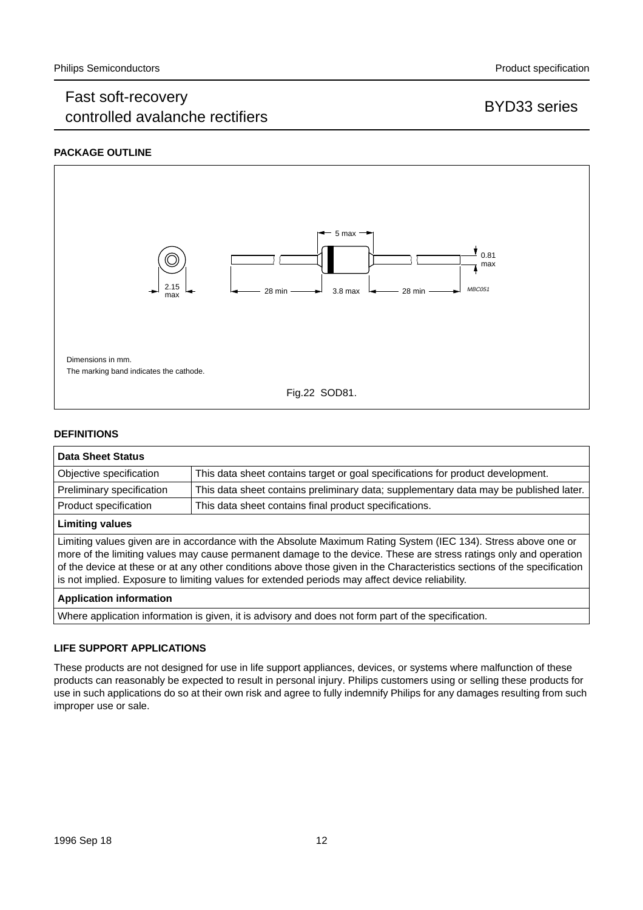## PACKAGE OUTLINE

5 max

0.81
max

2.15
max

28 min

3.8 max

28 min

MBC051

Dimensions in mm.

The marking band indicates the cathode.

Fig.22 SOD81.

## DEFINITIONS

| | |
|---|---|
| **Data Sheet Status** | |
| Objective specification | This data sheet contains target or goal specifications for product development. |
| Preliminary specification | This data sheet contains preliminary data; supplementary data may be published later. |
| Product specification | This data sheet contains final product specifications. |
| **Limiting values** | |
| Limiting values given are in accordance with the Absolute Maximum Rating System (IEC 134). Stress above one or more of the limiting values may cause permanent damage to the device. These are stress ratings only and operation of the device at these or at any other conditions above those given in the Characteristics sections of the specification is not implied. Exposure to limiting values for extended periods may affect device reliability. | |
| **Application information** | |
| Where application information is given, it is advisory and does not form part of the specification. | |

## LIFE SUPPORT APPLICATIONS

These products are not designed for use in life support appliances, devices, or systems where malfunction of these products can reasonably be expected to result in personal injury. Philips customers using or selling these products for use in such applications do so at their own risk and agree to fully indemnify Philips for any damages resulting from such improper use or sale.